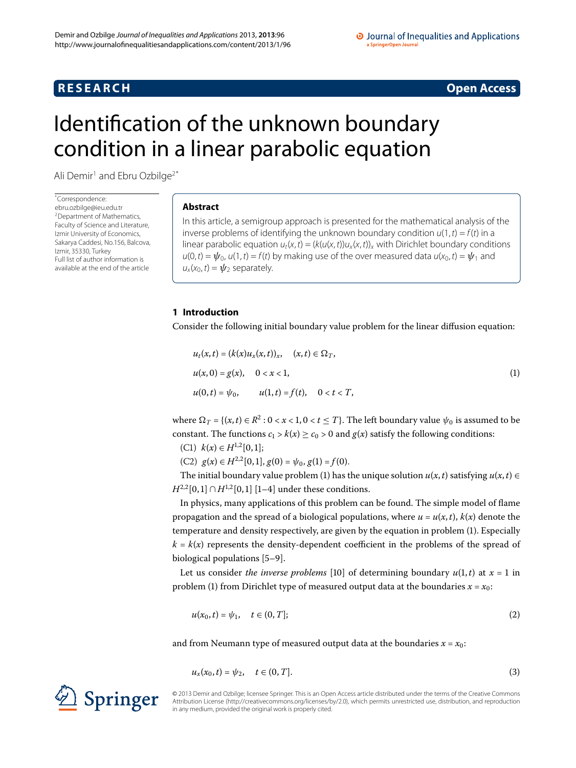**RESEARCH** **Open Access**

# Identification of the unknown boundary condition in a linear parabolic equation

Ali Demir[1] and Ebru Ozbilge[2*]

*Correspondence: ebru.ozbilge@ieu.edu.tr
[2]Department of Mathematics, Faculty of Science and Literature, Izmir University of Economics, Sakarya Caddesi, No.156, Balcova, Izmir, 35330, Turkey
Full list of author information is available at the end of the article

## Abstract

In this article, a semigroup approach is presented for the mathematical analysis of the inverse problems of identifying the unknown boundary condition $u(1,t) = f(t)$ in a linear parabolic equation $u_t(x,t) = (k(u(x,t))u_x(x,t))_x$ with Dirichlet boundary conditions $u(0,t) = \psi_0$, $u(1,t) = f(t)$ by making use of the over measured data $u(x_0,t) = \psi_1$ and $u_x(x_0,t) = \psi_2$ separately.

## 1 Introduction

Consider the following initial boundary value problem for the linear diffusion equation:

$$
\begin{aligned}
&u_t(x,t) = (k(x)u_x(x,t))_x, \quad (x,t) \in \Omega_T, \\
&u(x,0) = g(x), \quad 0 < x < 1, \\
&u(0,t) = \psi_0, \qquad u(1,t) = f(t), \quad 0 < t < T,
\end{aligned}
\tag{1}
$$

where $\Omega_T = \{(x,t) \in R^2 : 0 < x < 1, 0 < t \leq T\}$. The left boundary value $\psi_0$ is assumed to be constant. The functions $c_1 > k(x) \geq c_0 > 0$ and $g(x)$ satisfy the following conditions:

(C1) $k(x) \in H^{1,2}[0,1]$;

(C2) $g(x) \in H^{2,2}[0,1]$, $g(0) = \psi_0$, $g(1) = f(0)$.

The initial boundary value problem (1) has the unique solution $u(x,t)$ satisfying $u(x,t) \in H^{2,2}[0,1] \cap H^{1,2}[0,1]$ [1–4] under these conditions.

In physics, many applications of this problem can be found. The simple model of flame propagation and the spread of a biological populations, where $u = u(x,t)$, $k(x)$ denote the temperature and density respectively, are given by the equation in problem (1). Especially $k = k(x)$ represents the density-dependent coefficient in the problems of the spread of biological populations [5–9].

Let us consider *the inverse problems* [10] of determining boundary $u(1,t)$ at $x = 1$ in problem (1) from Dirichlet type of measured output data at the boundaries $x = x_0$:

$$
u(x_0,t) = \psi_1, \quad t \in (0,T]; \tag{2}
$$

and from Neumann type of measured output data at the boundaries $x = x_0$:

$$
u_x(x_0,t) = \psi_2, \quad t \in (0,T]. \tag{3}
$$

© 2013 Demir and Ozbilge; licensee Springer. This is an Open Access article distributed under the terms of the Creative Commons Attribution License (http://creativecommons.org/licenses/by/2.0), which permits unrestricted use, distribution, and reproduction in any medium, provided the original work is properly cited.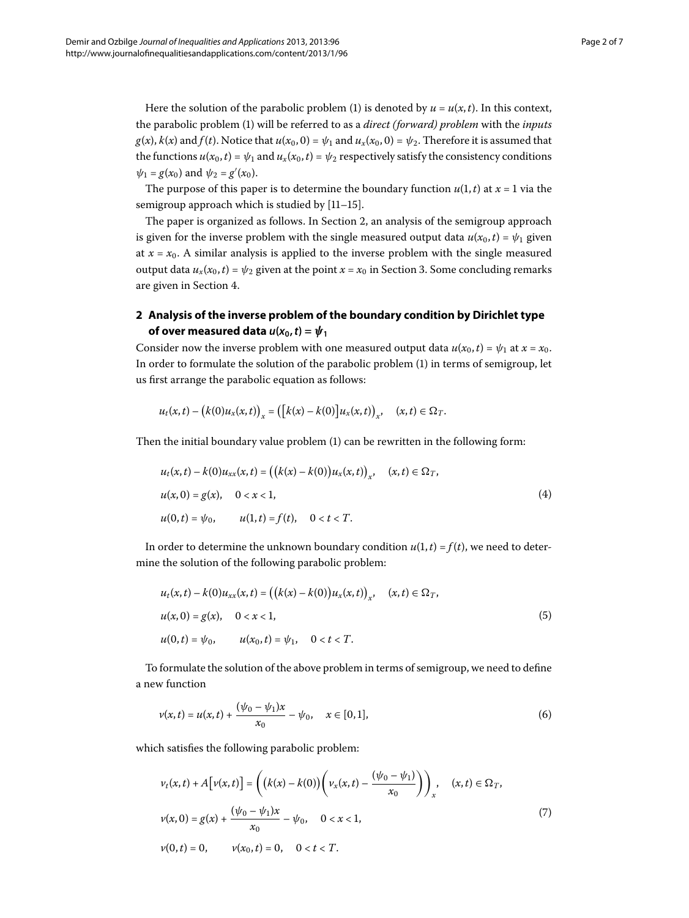Here the solution of the parabolic problem (1) is denoted by $u = u(x,t)$. In this context, the parabolic problem (1) will be referred to as a *direct (forward) problem* with the *inputs* $g(x)$, $k(x)$ and $f(t)$. Notice that $u(x_0,0) = \psi_1$ and $u_x(x_0,0) = \psi_2$. Therefore it is assumed that the functions $u(x_0,t) = \psi_1$ and $u_x(x_0,t) = \psi_2$ respectively satisfy the consistency conditions $\psi_1 = g(x_0)$ and $\psi_2 = g'(x_0)$.

The purpose of this paper is to determine the boundary function $u(1,t)$ at $x = 1$ via the semigroup approach which is studied by [11–15].

The paper is organized as follows. In Section 2, an analysis of the semigroup approach is given for the inverse problem with the single measured output data $u(x_0,t) = \psi_1$ given at $x = x_0$. A similar analysis is applied to the inverse problem with the single measured output data $u_x(x_0,t) = \psi_2$ given at the point $x = x_0$ in Section 3. Some concluding remarks are given in Section 4.

## 2 Analysis of the inverse problem of the boundary condition by Dirichlet type of over measured data $u(x_0,t) = \psi_1$

Consider now the inverse problem with one measured output data $u(x_0,t) = \psi_1$ at $x = x_0$. In order to formulate the solution of the parabolic problem (1) in terms of semigroup, let us first arrange the parabolic equation as follows:

$$u_t(x,t) - \big(k(0)u_x(x,t)\big)_x = \big(\big[k(x) - k(0)\big]u_x(x,t)\big)_x, \quad (x,t) \in \Omega_T.$$

Then the initial boundary value problem (1) can be rewritten in the following form:

$$\begin{aligned}
&u_t(x,t) - k(0)u_{xx}(x,t) = \big(\big(k(x) - k(0)\big)u_x(x,t)\big)_x, \quad (x,t) \in \Omega_T,\\
&u(x,0) = g(x), \quad 0 < x < 1,\\
&u(0,t) = \psi_0, \qquad u(1,t) = f(t), \quad 0 < t < T.
\end{aligned} \tag{4}$$

In order to determine the unknown boundary condition $u(1,t) = f(t)$, we need to determine the solution of the following parabolic problem:

$$\begin{aligned}
&u_t(x,t) - k(0)u_{xx}(x,t) = \big(\big(k(x) - k(0)\big)u_x(x,t)\big)_x, \quad (x,t) \in \Omega_T,\\
&u(x,0) = g(x), \quad 0 < x < 1,\\
&u(0,t) = \psi_0, \qquad u(x_0,t) = \psi_1, \quad 0 < t < T.
\end{aligned} \tag{5}$$

To formulate the solution of the above problem in terms of semigroup, we need to define a new function

$$v(x,t) = u(x,t) + \frac{(\psi_0 - \psi_1)x}{x_0} - \psi_0, \quad x \in [0,1], \tag{6}$$

which satisfies the following parabolic problem:

$$\begin{aligned}
&v_t(x,t) + A\big[v(x,t)\big] = \left(\big(k(x) - k(0)\big)\left(v_x(x,t) - \frac{(\psi_0 - \psi_1)}{x_0}\right)\right)_x, \quad (x,t) \in \Omega_T,\\
&v(x,0) = g(x) + \frac{(\psi_0 - \psi_1)x}{x_0} - \psi_0, \quad 0 < x < 1,\\
&v(0,t) = 0, \qquad v(x_0,t) = 0, \quad 0 < t < T.
\end{aligned} \tag{7}$$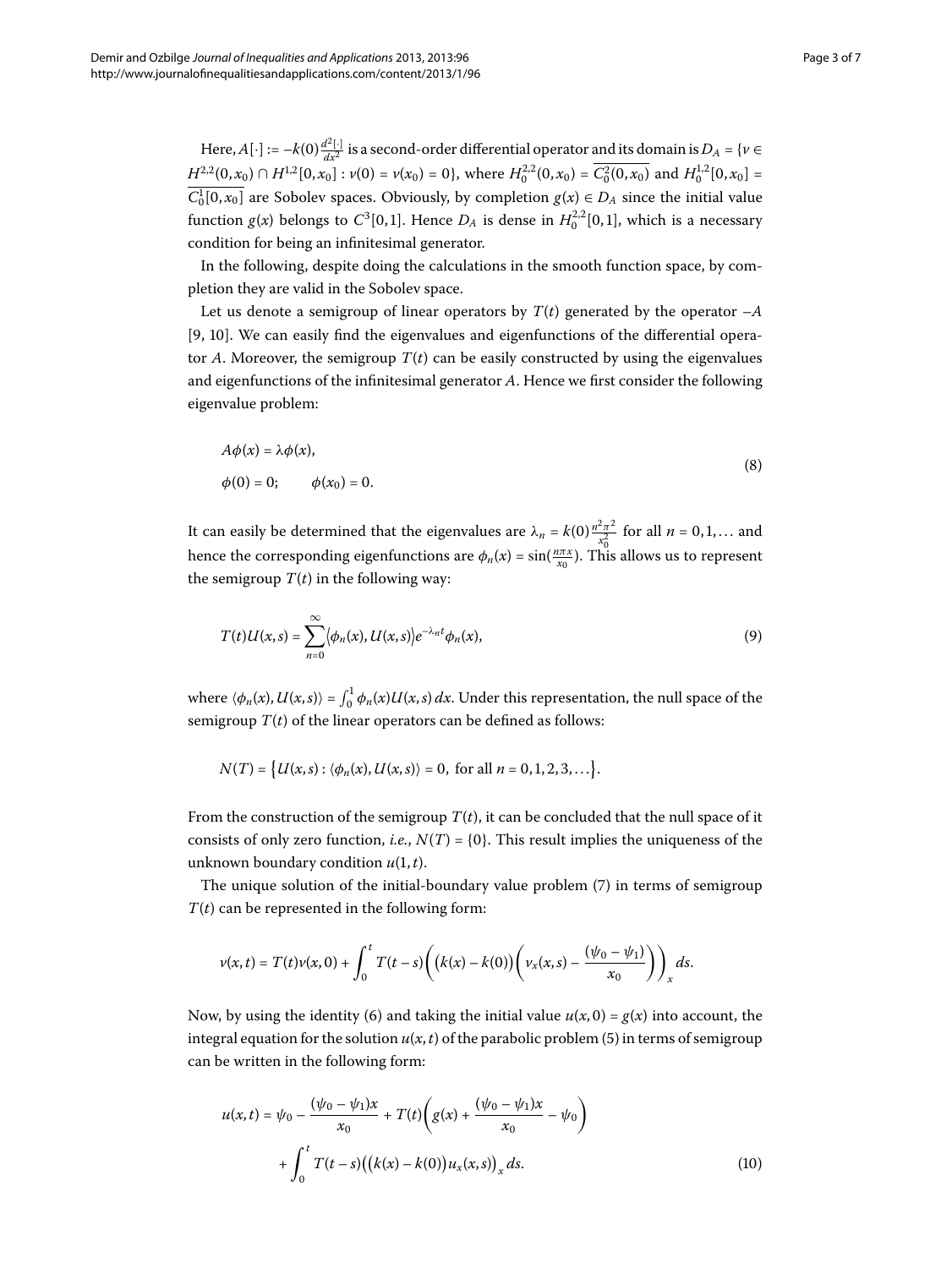Here, $A[\cdot] := -k(0)\frac{d^2[\cdot]}{dx^2}$ is a second-order differential operator and its domain is $D_A = \{v \in H^{2,2}(0,x_0) \cap H^{1,2}[0,x_0] : v(0) = v(x_0) = 0\}$, where $H_0^{2,2}(0,x_0) = \overline{C_0^2(0,x_0)}$ and $H_0^{1,2}[0,x_0] = \overline{C_0^1[0,x_0]}$ are Sobolev spaces. Obviously, by completion $g(x) \in D_A$ since the initial value function $g(x)$ belongs to $C^3[0,1]$. Hence $D_A$ is dense in $H_0^{2,2}[0,1]$, which is a necessary condition for being an infinitesimal generator.

In the following, despite doing the calculations in the smooth function space, by completion they are valid in the Sobolev space.

Let us denote a semigroup of linear operators by $T(t)$ generated by the operator $-A$ [9, 10]. We can easily find the eigenvalues and eigenfunctions of the differential operator $A$. Moreover, the semigroup $T(t)$ can be easily constructed by using the eigenvalues and eigenfunctions of the infinitesimal generator $A$. Hence we first consider the following eigenvalue problem:

$$
\begin{aligned}
&A\phi(x) = \lambda\phi(x), \\
&\phi(0) = 0; \qquad \phi(x_0) = 0.
\end{aligned}
\tag{8}
$$

It can easily be determined that the eigenvalues are $\lambda_n = k(0)\frac{n^2\pi^2}{x_0^2}$ for all $n = 0, 1, \ldots$ and hence the corresponding eigenfunctions are $\phi_n(x) = \sin(\frac{n\pi x}{x_0})$. This allows us to represent the semigroup $T(t)$ in the following way:

$$
T(t)U(x,s) = \sum_{n=0}^{\infty} \langle \phi_n(x), U(x,s)\rangle e^{-\lambda_n t}\phi_n(x),
\tag{9}
$$

where $\langle \phi_n(x), U(x,s)\rangle = \int_0^1 \phi_n(x)U(x,s)\,dx$. Under this representation, the null space of the semigroup $T(t)$ of the linear operators can be defined as follows:

$$
N(T) = \{U(x,s) : \langle \phi_n(x), U(x,s)\rangle = 0, \text{ for all } n = 0, 1, 2, 3, \ldots\}.
$$

From the construction of the semigroup $T(t)$, it can be concluded that the null space of it consists of only zero function, *i.e.*, $N(T) = \{0\}$. This result implies the uniqueness of the unknown boundary condition $u(1,t)$.

The unique solution of the initial-boundary value problem (7) in terms of semigroup $T(t)$ can be represented in the following form:

$$
v(x,t) = T(t)v(x,0) + \int_0^t T(t-s)\left(\bigl(k(x) - k(0)\bigr)\left(v_x(x,s) - \frac{(\psi_0 - \psi_1)}{x_0}\right)\right)_x ds.
$$

Now, by using the identity (6) and taking the initial value $u(x,0) = g(x)$ into account, the integral equation for the solution $u(x,t)$ of the parabolic problem (5) in terms of semigroup can be written in the following form:

$$
\begin{aligned}
u(x,t) = {}& \psi_0 - \frac{(\psi_0 - \psi_1)x}{x_0} + T(t)\left(g(x) + \frac{(\psi_0 - \psi_1)x}{x_0} - \psi_0\right) \\
&+ \int_0^t T(t-s)\bigl(\bigl(k(x) - k(0)\bigr)u_x(x,s)\bigr)_x\, ds.
\end{aligned}
\tag{10}
$$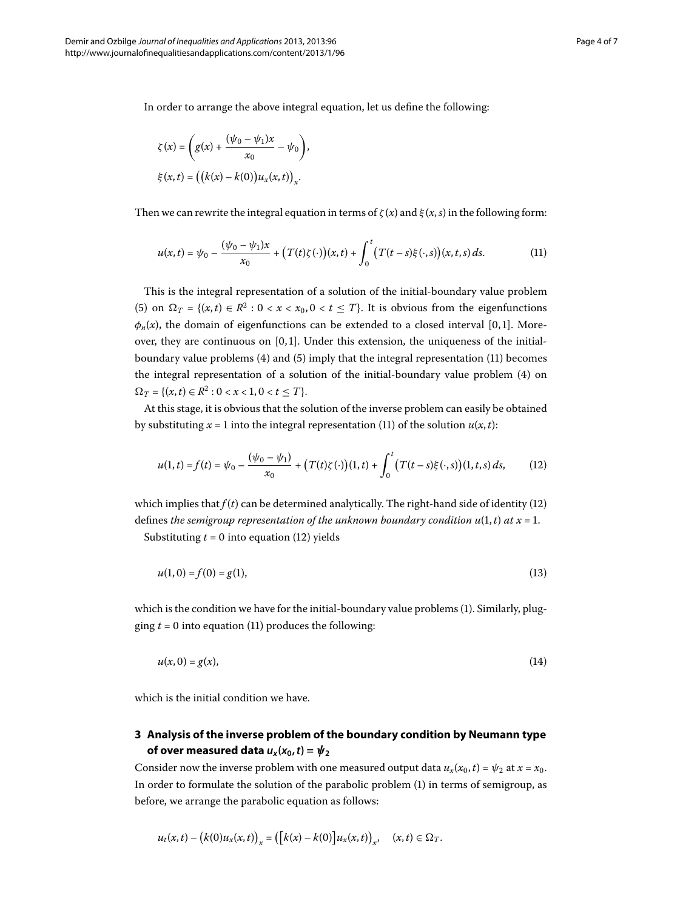In order to arrange the above integral equation, let us define the following:

$$\zeta(x) = \left( g(x) + \frac{(\psi_0 - \psi_1)x}{x_0} - \psi_0 \right),$$

$$\xi(x,t) = \big( \big(k(x) - k(0)\big) u_x(x,t) \big)_x.$$

Then we can rewrite the integral equation in terms of $\zeta(x)$ and $\xi(x,s)$ in the following form:

$$u(x,t) = \psi_0 - \frac{(\psi_0 - \psi_1)x}{x_0} + \big(T(t)\zeta(\cdot)\big)(x,t) + \int_0^t \big(T(t-s)\xi(\cdot,s)\big)(x,t,s)\,ds. \tag{11}$$

This is the integral representation of a solution of the initial-boundary value problem (5) on $\Omega_T = \{(x,t) \in R^2 : 0 < x < x_0, 0 < t \le T\}$. It is obvious from the eigenfunctions $\phi_n(x)$, the domain of eigenfunctions can be extended to a closed interval $[0,1]$. Moreover, they are continuous on $[0,1]$. Under this extension, the uniqueness of the initial-boundary value problems (4) and (5) imply that the integral representation (11) becomes the integral representation of a solution of the initial-boundary value problem (4) on $\Omega_T = \{(x,t) \in R^2 : 0 < x < 1, 0 < t \le T\}$.

At this stage, it is obvious that the solution of the inverse problem can easily be obtained by substituting $x = 1$ into the integral representation (11) of the solution $u(x,t)$:

$$u(1,t) = f(t) = \psi_0 - \frac{(\psi_0 - \psi_1)}{x_0} + \big(T(t)\zeta(\cdot)\big)(1,t) + \int_0^t \big(T(t-s)\xi(\cdot,s)\big)(1,t,s)\,ds, \tag{12}$$

which implies that $f(t)$ can be determined analytically. The right-hand side of identity (12) defines *the semigroup representation of the unknown boundary condition* $u(1,t)$ *at* $x = 1$.

Substituting $t = 0$ into equation (12) yields

$$u(1,0) = f(0) = g(1), \tag{13}$$

which is the condition we have for the initial-boundary value problems (1). Similarly, plugging $t = 0$ into equation (11) produces the following:

$$u(x,0) = g(x), \tag{14}$$

which is the initial condition we have.

## 3 Analysis of the inverse problem of the boundary condition by Neumann type of over measured data $u_x(x_0,t) = \psi_2$

Consider now the inverse problem with one measured output data $u_x(x_0,t) = \psi_2$ at $x = x_0$. In order to formulate the solution of the parabolic problem (1) in terms of semigroup, as before, we arrange the parabolic equation as follows:

$$u_t(x,t) - \big(k(0)u_x(x,t)\big)_x = \big(\big[k(x) - k(0)\big]u_x(x,t)\big)_x, \quad (x,t) \in \Omega_T.$$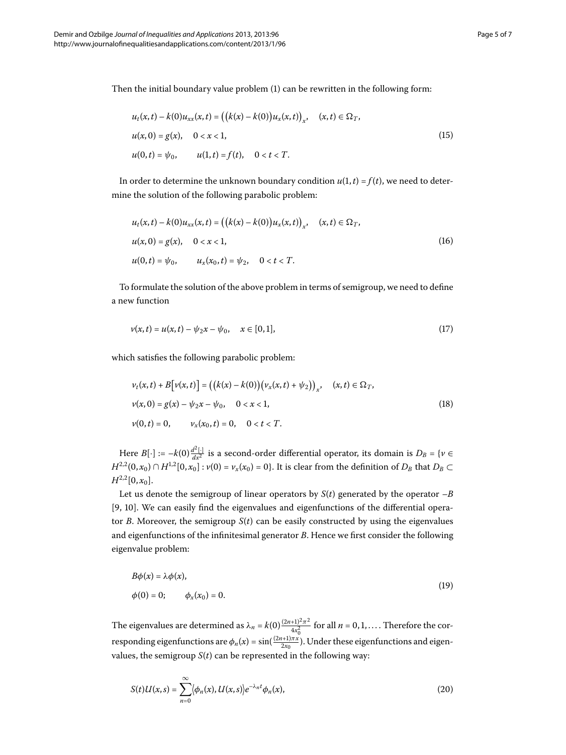Then the initial boundary value problem (1) can be rewritten in the following form:

$$
\begin{aligned}
&u_t(x,t) - k(0)u_{xx}(x,t) = \big(\big(k(x)-k(0)\big)u_x(x,t)\big)_x, \quad (x,t) \in \Omega_T, \\
&u(x,0) = g(x), \quad 0 < x < 1, \\
&u(0,t) = \psi_0, \qquad u(1,t) = f(t), \quad 0 < t < T.
\end{aligned} \tag{15}
$$

In order to determine the unknown boundary condition $u(1,t) = f(t)$, we need to determine the solution of the following parabolic problem:

$$
\begin{aligned}
&u_t(x,t) - k(0)u_{xx}(x,t) = \big(\big(k(x)-k(0)\big)u_x(x,t)\big)_x, \quad (x,t) \in \Omega_T, \\
&u(x,0) = g(x), \quad 0 < x < 1, \\
&u(0,t) = \psi_0, \qquad u_x(x_0,t) = \psi_2, \quad 0 < t < T.
\end{aligned} \tag{16}
$$

To formulate the solution of the above problem in terms of semigroup, we need to define a new function

$$
v(x,t) = u(x,t) - \psi_2 x - \psi_0, \quad x \in [0,1], \tag{17}
$$

which satisfies the following parabolic problem:

$$
\begin{aligned}
&v_t(x,t) + B\big[v(x,t)\big] = \big(\big(k(x)-k(0)\big)\big(v_x(x,t)+\psi_2\big)\big)_x, \quad (x,t) \in \Omega_T, \\
&v(x,0) = g(x) - \psi_2 x - \psi_0, \quad 0 < x < 1, \\
&v(0,t) = 0, \qquad v_x(x_0,t) = 0, \quad 0 < t < T.
\end{aligned} \tag{18}
$$

Here $B[\cdot] := -k(0)\frac{d^2[\cdot]}{dx^2}$ is a second-order differential operator, its domain is $D_B = \{v \in H^{2,2}(0,x_0) \cap H^{1,2}[0,x_0] : v(0) = v_x(x_0) = 0\}$. It is clear from the definition of $D_B$ that $D_B \subset H^{2,2}[0,x_0]$.

Let us denote the semigroup of linear operators by $S(t)$ generated by the operator $-B$ [9, 10]. We can easily find the eigenvalues and eigenfunctions of the differential operator $B$. Moreover, the semigroup $S(t)$ can be easily constructed by using the eigenvalues and eigenfunctions of the infinitesimal generator $B$. Hence we first consider the following eigenvalue problem:

$$
\begin{aligned}
&B\phi(x) = \lambda\phi(x), \\
&\phi(0) = 0; \qquad \phi_x(x_0) = 0.
\end{aligned} \tag{19}
$$

The eigenvalues are determined as $\lambda_n = k(0)\frac{(2n+1)^2\pi^2}{4x_0^2}$ for all $n = 0,1,\ldots$. Therefore the corresponding eigenfunctions are $\phi_n(x) = \sin(\frac{(2n+1)\pi x}{2x_0})$. Under these eigenfunctions and eigenvalues, the semigroup $S(t)$ can be represented in the following way:

$$
S(t)U(x,s) = \sum_{n=0}^{\infty} \big\langle \phi_n(x), U(x,s) \big\rangle e^{-\lambda_n t}\phi_n(x), \tag{20}
$$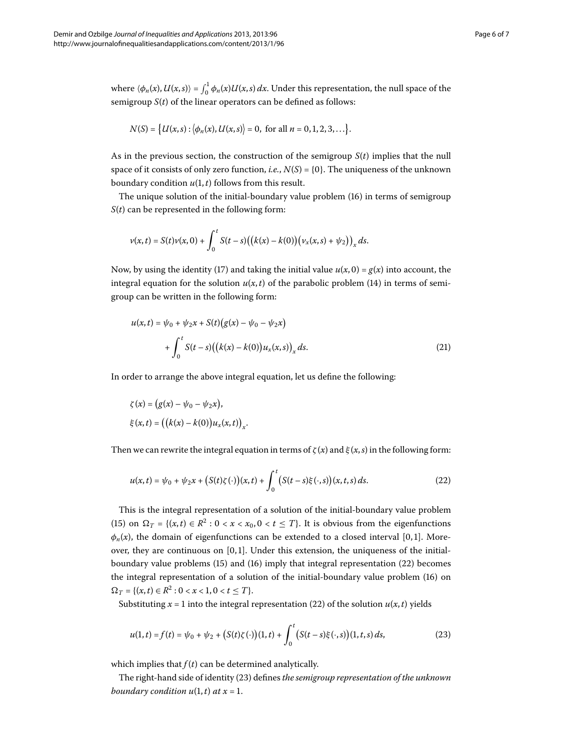where $\langle \phi_n(x), U(x,s)\rangle = \int_0^1 \phi_n(x)U(x,s)\,dx$. Under this representation, the null space of the semigroup $S(t)$ of the linear operators can be defined as follows:

$$N(S) = \{U(x,s) : \langle \phi_n(x), U(x,s)\rangle = 0, \text{ for all } n = 0,1,2,3,\dots\}.$$

As in the previous section, the construction of the semigroup $S(t)$ implies that the null space of it consists of only zero function, *i.e.*, $N(S) = \{0\}$. The uniqueness of the unknown boundary condition $u(1,t)$ follows from this result.

The unique solution of the initial-boundary value problem (16) in terms of semigroup $S(t)$ can be represented in the following form:

$$v(x,t) = S(t)v(x,0) + \int_0^t S(t-s)\big(\big(k(x)-k(0)\big)\big(v_x(x,s)+\psi_2\big)\big)_x\,ds.$$

Now, by using the identity (17) and taking the initial value $u(x,0) = g(x)$ into account, the integral equation for the solution $u(x,t)$ of the parabolic problem (14) in terms of semigroup can be written in the following form:

$$u(x,t) = \psi_0 + \psi_2 x + S(t)\big(g(x) - \psi_0 - \psi_2 x\big) + \int_0^t S(t-s)\big(\big(k(x)-k(0)\big)u_x(x,s)\big)_x\,ds. \tag{21}$$

In order to arrange the above integral equation, let us define the following:

$$\zeta(x) = \big(g(x) - \psi_0 - \psi_2 x\big),$$
$$\xi(x,t) = \big(\big(k(x)-k(0)\big)u_x(x,t)\big)_x.$$

Then we can rewrite the integral equation in terms of $\zeta(x)$ and $\xi(x,s)$ in the following form:

$$u(x,t) = \psi_0 + \psi_2 x + \big(S(t)\zeta(\cdot)\big)(x,t) + \int_0^t \big(S(t-s)\xi(\cdot,s)\big)(x,t,s)\,ds. \tag{22}$$

This is the integral representation of a solution of the initial-boundary value problem (15) on $\Omega_T = \{(x,t) \in R^2 : 0 < x < x_0, 0 < t \le T\}$. It is obvious from the eigenfunctions $\phi_n(x)$, the domain of eigenfunctions can be extended to a closed interval $[0,1]$. Moreover, they are continuous on $[0,1]$. Under this extension, the uniqueness of the initial-boundary value problems (15) and (16) imply that integral representation (22) becomes the integral representation of a solution of the initial-boundary value problem (16) on $\Omega_T = \{(x,t) \in R^2 : 0 < x < 1, 0 < t \le T\}$.

Substituting $x = 1$ into the integral representation (22) of the solution $u(x,t)$ yields

$$u(1,t) = f(t) = \psi_0 + \psi_2 + \big(S(t)\zeta(\cdot)\big)(1,t) + \int_0^t \big(S(t-s)\xi(\cdot,s)\big)(1,t,s)\,ds, \tag{23}$$

which implies that $f(t)$ can be determined analytically.

The right-hand side of identity (23) defines *the semigroup representation of the unknown boundary condition* $u(1,t)$ *at* $x = 1$.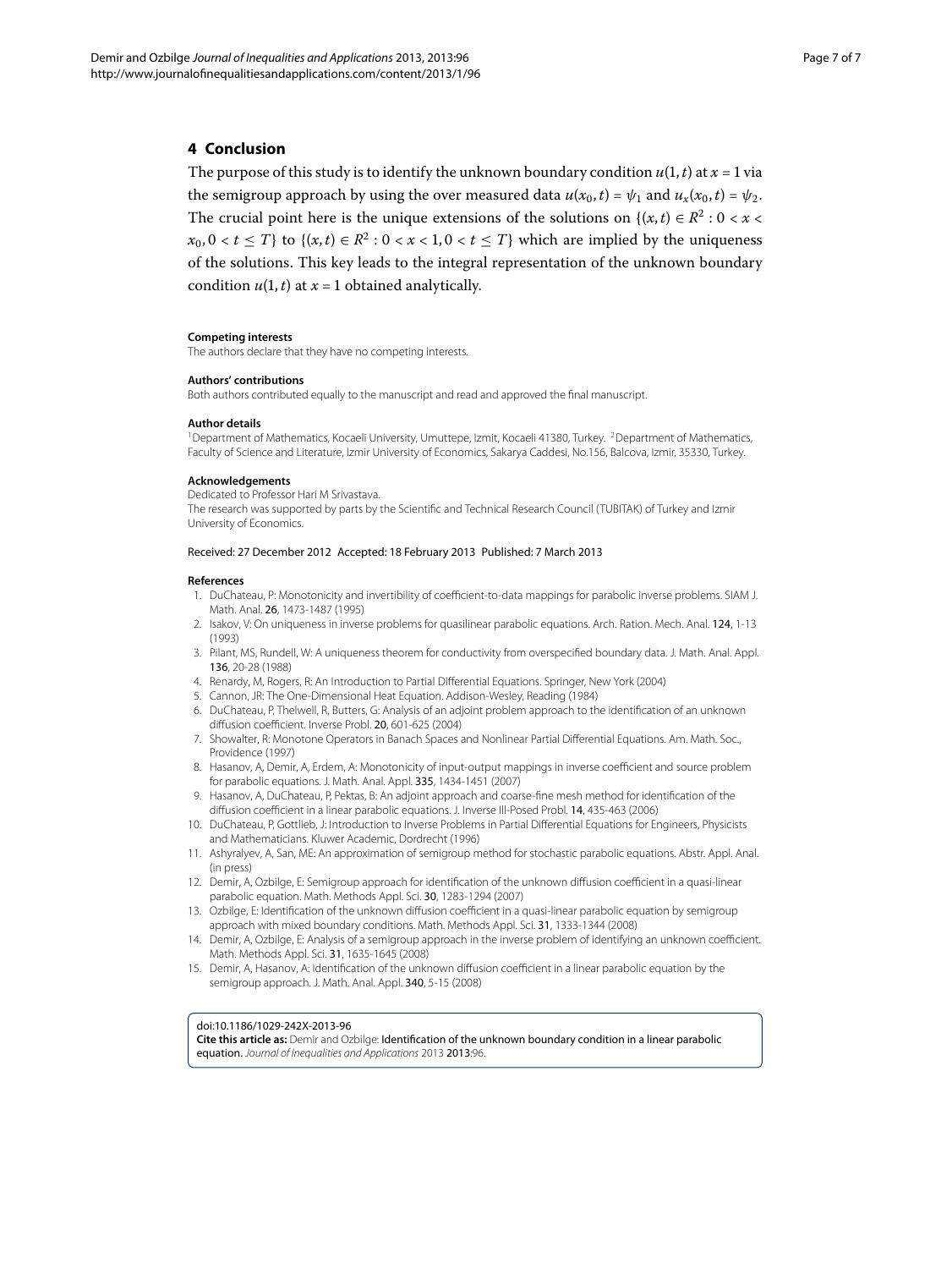## 4 Conclusion

The purpose of this study is to identify the unknown boundary condition $u(1,t)$ at $x = 1$ via the semigroup approach by using the over measured data $u(x_0,t) = \psi_1$ and $u_x(x_0,t) = \psi_2$. The crucial point here is the unique extensions of the solutions on $\{(x,t) \in R^2 : 0 < x < x_0, 0 < t \leq T\}$ to $\{(x,t) \in R^2 : 0 < x < 1, 0 < t \leq T\}$ which are implied by the uniqueness of the solutions. This key leads to the integral representation of the unknown boundary condition $u(1,t)$ at $x = 1$ obtained analytically.

#### Competing interests

The authors declare that they have no competing interests.

#### Authors' contributions

Both authors contributed equally to the manuscript and read and approved the final manuscript.

#### Author details

[1]Department of Mathematics, Kocaeli University, Umuttepe, Izmit, Kocaeli 41380, Turkey. [2]Department of Mathematics, Faculty of Science and Literature, Izmir University of Economics, Sakarya Caddesi, No.156, Balcova, Izmir, 35330, Turkey.

#### Acknowledgements

Dedicated to Professor Hari M Srivastava.
The research was supported by parts by the Scientific and Technical Research Council (TUBITAK) of Turkey and Izmir University of Economics.

Received: 27 December 2012 Accepted: 18 February 2013 Published: 7 March 2013

#### References

1. DuChateau, P: Monotonicity and invertibility of coefficient-to-data mappings for parabolic inverse problems. SIAM J. Math. Anal. **26**, 1473-1487 (1995)
2. Isakov, V: On uniqueness in inverse problems for quasilinear parabolic equations. Arch. Ration. Mech. Anal. **124**, 1-13 (1993)
3. Pilant, MS, Rundell, W: A uniqueness theorem for conductivity from overspecified boundary data. J. Math. Anal. Appl. **136**, 20-28 (1988)
4. Renardy, M, Rogers, R: An Introduction to Partial Differential Equations. Springer, New York (2004)
5. Cannon, JR: The One-Dimensional Heat Equation. Addison-Wesley, Reading (1984)
6. DuChateau, P, Thelwell, R, Butters, G: Analysis of an adjoint problem approach to the identification of an unknown diffusion coefficient. Inverse Probl. **20**, 601-625 (2004)
7. Showalter, R: Monotone Operators in Banach Spaces and Nonlinear Partial Differential Equations. Am. Math. Soc., Providence (1997)
8. Hasanov, A, Demir, A, Erdem, A: Monotonicity of input-output mappings in inverse coefficient and source problem for parabolic equations. J. Math. Anal. Appl. **335**, 1434-1451 (2007)
9. Hasanov, A, DuChateau, P, Pektas, B: An adjoint approach and coarse-fine mesh method for identification of the diffusion coefficient in a linear parabolic equations. J. Inverse Ill-Posed Probl. **14**, 435-463 (2006)
10. DuChateau, P, Gottlieb, J: Introduction to Inverse Problems in Partial Differential Equations for Engineers, Physicists and Mathematicians. Kluwer Academic, Dordrecht (1996)
11. Ashyralyev, A, San, ME: An approximation of semigroup method for stochastic parabolic equations. Abstr. Appl. Anal. (in press)
12. Demir, A, Ozbilge, E: Semigroup approach for identification of the unknown diffusion coefficient in a quasi-linear parabolic equation. Math. Methods Appl. Sci. **30**, 1283-1294 (2007)
13. Ozbilge, E: Identification of the unknown diffusion coefficient in a quasi-linear parabolic equation by semigroup approach with mixed boundary conditions. Math. Methods Appl. Sci. **31**, 1333-1344 (2008)
14. Demir, A, Ozbilge, E: Analysis of a semigroup approach in the inverse problem of identifying an unknown coefficient. Math. Methods Appl. Sci. **31**, 1635-1645 (2008)
15. Demir, A, Hasanov, A: Identification of the unknown diffusion coefficient in a linear parabolic equation by the semigroup approach. J. Math. Anal. Appl. **340**, 5-15 (2008)

doi:10.1186/1029-242X-2013-96
**Cite this article as:** Demir and Ozbilge: **Identification of the unknown boundary condition in a linear parabolic equation.** *Journal of Inequalities and Applications* 2013 **2013**:96.